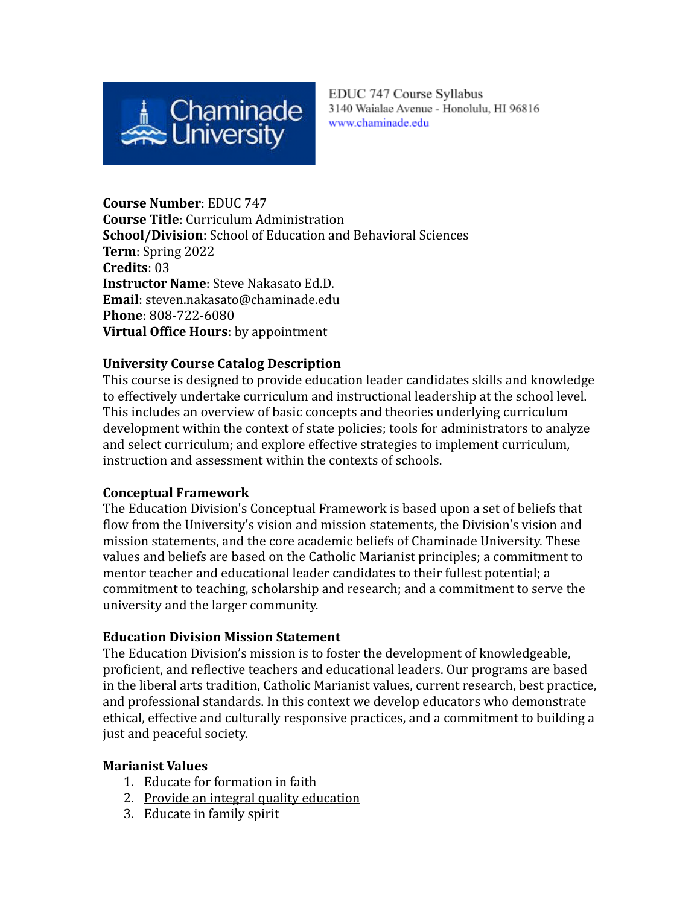EDUC 747 Course Syllabus
3140 Waialae Avenue - Honolulu, HI 96816
www.chaminade.edu

**Course Number**: EDUC 747
**Course Title**: Curriculum Administration
**School/Division**: School of Education and Behavioral Sciences
**Term**: Spring 2022
**Credits**: 03
**Instructor Name**: Steve Nakasato Ed.D.
**Email**: steven.nakasato@chaminade.edu
**Phone**: 808-722-6080
**Virtual Office Hours**: by appointment

## University Course Catalog Description

This course is designed to provide education leader candidates skills and knowledge to effectively undertake curriculum and instructional leadership at the school level. This includes an overview of basic concepts and theories underlying curriculum development within the context of state policies; tools for administrators to analyze and select curriculum; and explore effective strategies to implement curriculum, instruction and assessment within the contexts of schools.

## Conceptual Framework

The Education Division's Conceptual Framework is based upon a set of beliefs that flow from the University's vision and mission statements, the Division's vision and mission statements, and the core academic beliefs of Chaminade University. These values and beliefs are based on the Catholic Marianist principles; a commitment to mentor teacher and educational leader candidates to their fullest potential; a commitment to teaching, scholarship and research; and a commitment to serve the university and the larger community.

## Education Division Mission Statement

The Education Division's mission is to foster the development of knowledgeable, proficient, and reflective teachers and educational leaders. Our programs are based in the liberal arts tradition, Catholic Marianist values, current research, best practice, and professional standards. In this context we develop educators who demonstrate ethical, effective and culturally responsive practices, and a commitment to building a just and peaceful society.

## Marianist Values

1. Educate for formation in faith
2. Provide an integral quality education
3. Educate in family spirit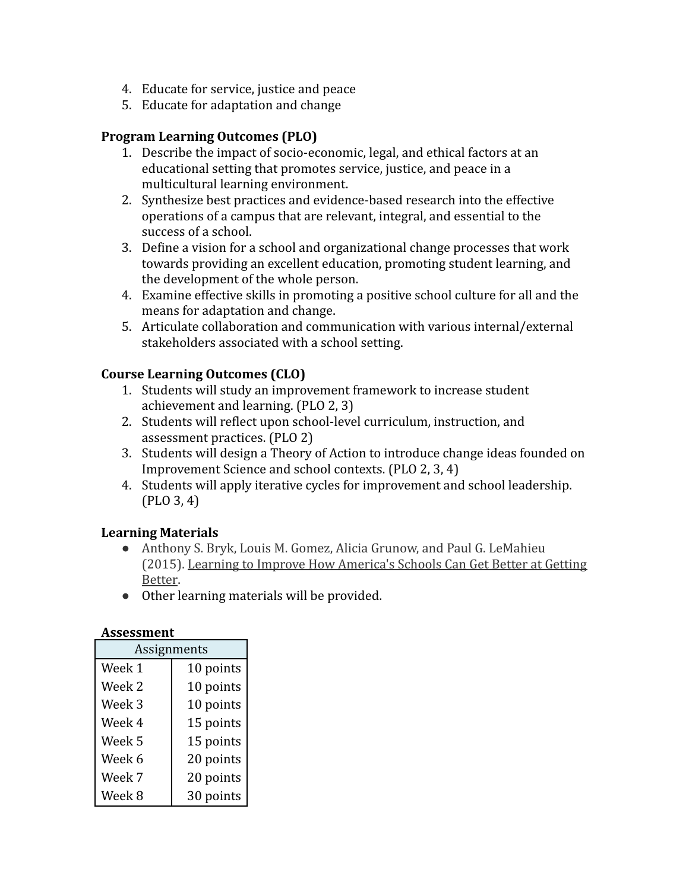4. Educate for service, justice and peace
5. Educate for adaptation and change

**Program Learning Outcomes (PLO)**

1. Describe the impact of socio-economic, legal, and ethical factors at an educational setting that promotes service, justice, and peace in a multicultural learning environment.
2. Synthesize best practices and evidence-based research into the effective operations of a campus that are relevant, integral, and essential to the success of a school.
3. Define a vision for a school and organizational change processes that work towards providing an excellent education, promoting student learning, and the development of the whole person.
4. Examine effective skills in promoting a positive school culture for all and the means for adaptation and change.
5. Articulate collaboration and communication with various internal/external stakeholders associated with a school setting.

**Course Learning Outcomes (CLO)**

1. Students will study an improvement framework to increase student achievement and learning. (PLO 2, 3)
2. Students will reflect upon school-level curriculum, instruction, and assessment practices. (PLO 2)
3. Students will design a Theory of Action to introduce change ideas founded on Improvement Science and school contexts. (PLO 2, 3, 4)
4. Students will apply iterative cycles for improvement and school leadership. (PLO 3, 4)

**Learning Materials**

- Anthony S. Bryk, Louis M. Gomez, Alicia Grunow, and Paul G. LeMahieu (2015). Learning to Improve How America's Schools Can Get Better at Getting Better.
- Other learning materials will be provided.

**Assessment**

| Assignments | |
|---|---|
| Week 1 | 10 points |
| Week 2 | 10 points |
| Week 3 | 10 points |
| Week 4 | 15 points |
| Week 5 | 15 points |
| Week 6 | 20 points |
| Week 7 | 20 points |
| Week 8 | 30 points |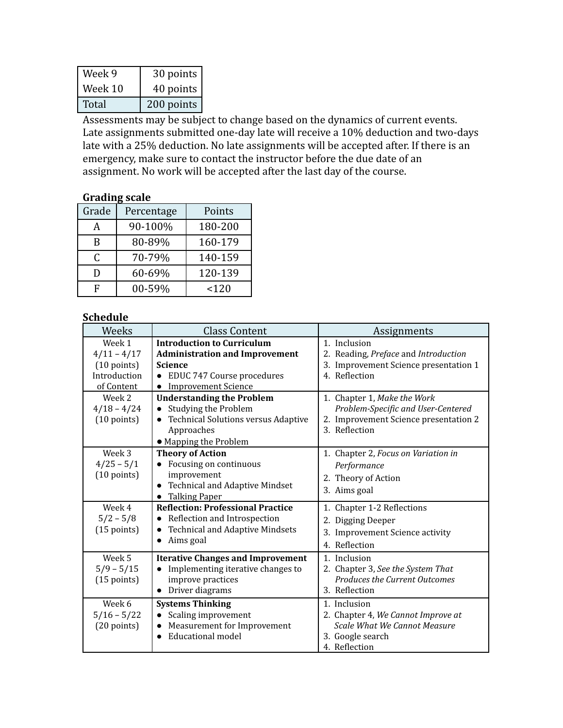| Week 9 | 30 points |
| --- | --- |
| Week 10 | 40 points |
| Total | 200 points |

Assessments may be subject to change based on the dynamics of current events. Late assignments submitted one-day late will receive a 10% deduction and two-days late with a 25% deduction. No late assignments will be accepted after. If there is an emergency, make sure to contact the instructor before the due date of an assignment. No work will be accepted after the last day of the course.

**Grading scale**

| Grade | Percentage | Points |
| --- | --- | --- |
| A | 90-100% | 180-200 |
| B | 80-89% | 160-179 |
| C | 70-79% | 140-159 |
| D | 60-69% | 120-139 |
| F | 00-59% | <120 |

**Schedule**

| Weeks | Class Content | Assignments |
| --- | --- | --- |
| Week 1<br>4/11 – 4/17<br>(10 points)<br>Introduction of Content | **Introduction to Curriculum Administration and Improvement Science**<br>• EDUC 747 Course procedures<br>• Improvement Science | 1. Inclusion<br>2. Reading, *Preface* and *Introduction*<br>3. Improvement Science presentation 1<br>4. Reflection |
| Week 2<br>4/18 – 4/24<br>(10 points) | **Understanding the Problem**<br>• Studying the Problem<br>• Technical Solutions versus Adaptive Approaches<br>• Mapping the Problem | 1. Chapter 1, *Make the Work Problem-Specific and User-Centered*<br>2. Improvement Science presentation 2<br>3. Reflection |
| Week 3<br>4/25 – 5/1<br>(10 points) | **Theory of Action**<br>• Focusing on continuous improvement<br>• Technical and Adaptive Mindset<br>• Talking Paper | 1. Chapter 2, *Focus on Variation in Performance*<br>2. Theory of Action<br>3. Aims goal |
| Week 4<br>5/2 – 5/8<br>(15 points) | **Reflection: Professional Practice**<br>• Reflection and Introspection<br>• Technical and Adaptive Mindsets<br>• Aims goal | 1. Chapter 1-2 Reflections<br>2. Digging Deeper<br>3. Improvement Science activity<br>4. Reflection |
| Week 5<br>5/9 – 5/15<br>(15 points) | **Iterative Changes and Improvement**<br>• Implementing iterative changes to improve practices<br>• Driver diagrams | 1. Inclusion<br>2. Chapter 3, *See the System That Produces the Current Outcomes*<br>3. Reflection |
| Week 6<br>5/16 – 5/22<br>(20 points) | **Systems Thinking**<br>• Scaling improvement<br>• Measurement for Improvement<br>• Educational model | 1. Inclusion<br>2. Chapter 4, *We Cannot Improve at Scale What We Cannot Measure*<br>3. Google search<br>4. Reflection |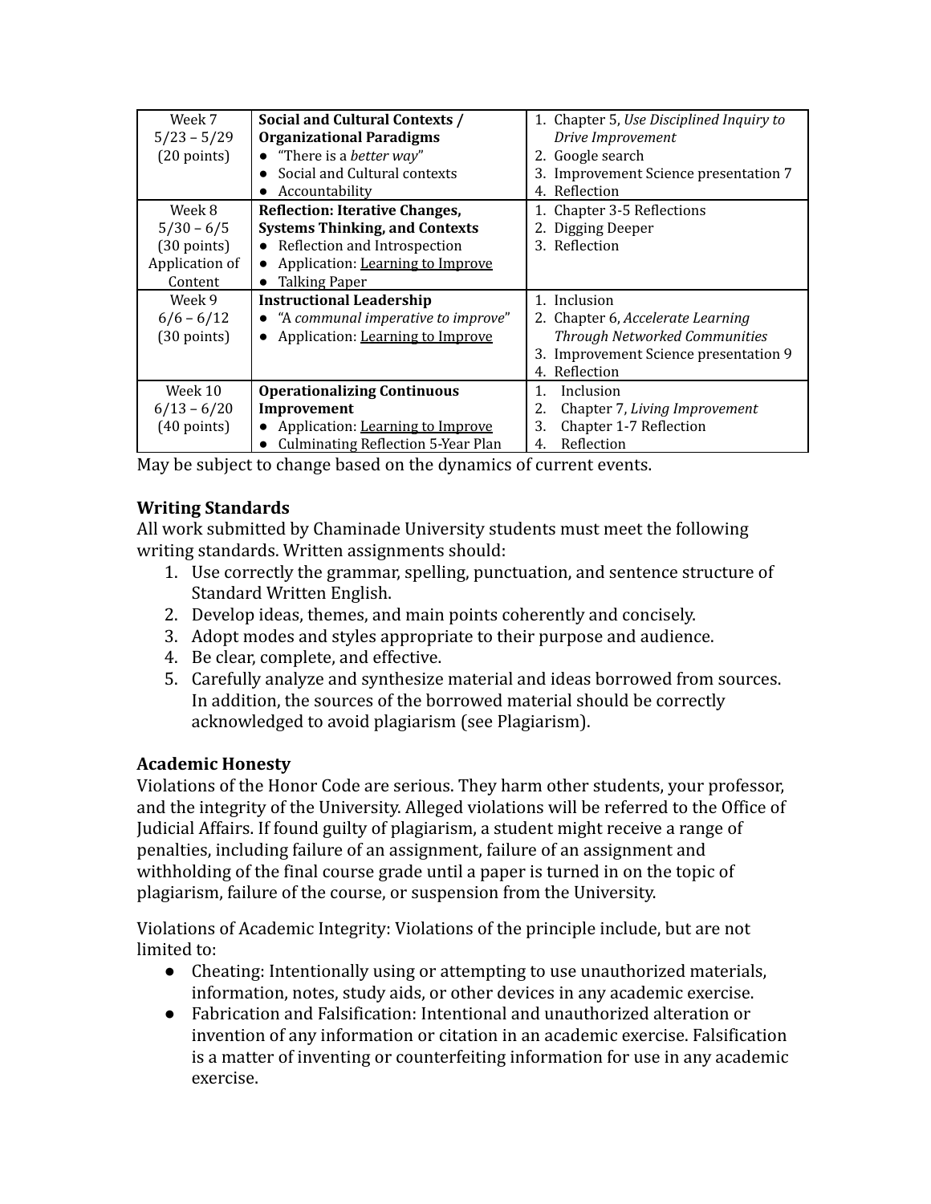| Week 7<br>5/23 – 5/29<br>(20 points) | **Social and Cultural Contexts / Organizational Paradigms**<br>● "There is a *better way*"<br>● Social and Cultural contexts<br>● Accountability | 1. Chapter 5, *Use Disciplined Inquiry to Drive Improvement*<br>2. Google search<br>3. Improvement Science presentation 7<br>4. Reflection |
|---|---|---|
| Week 8<br>5/30 – 6/5<br>(30 points)<br>Application of Content | **Reflection: Iterative Changes, Systems Thinking, and Contexts**<br>● Reflection and Introspection<br>● Application: Learning to Improve<br>● Talking Paper | 1. Chapter 3-5 Reflections<br>2. Digging Deeper<br>3. Reflection |
| Week 9<br>6/6 – 6/12<br>(30 points) | **Instructional Leadership**<br>● *"A communal imperative to improve"*<br>● Application: Learning to Improve | 1. Inclusion<br>2. Chapter 6, *Accelerate Learning Through Networked Communities*<br>3. Improvement Science presentation 9<br>4. Reflection |
| Week 10<br>6/13 – 6/20<br>(40 points) | **Operationalizing Continuous Improvement**<br>● Application: Learning to Improve<br>● Culminating Reflection 5-Year Plan | 1. Inclusion<br>2. Chapter 7, *Living Improvement*<br>3. Chapter 1-7 Reflection<br>4. Reflection |

May be subject to change based on the dynamics of current events.

### Writing Standards

All work submitted by Chaminade University students must meet the following writing standards. Written assignments should:

1. Use correctly the grammar, spelling, punctuation, and sentence structure of Standard Written English.
2. Develop ideas, themes, and main points coherently and concisely.
3. Adopt modes and styles appropriate to their purpose and audience.
4. Be clear, complete, and effective.
5. Carefully analyze and synthesize material and ideas borrowed from sources. In addition, the sources of the borrowed material should be correctly acknowledged to avoid plagiarism (see Plagiarism).

### Academic Honesty

Violations of the Honor Code are serious. They harm other students, your professor, and the integrity of the University. Alleged violations will be referred to the Office of Judicial Affairs. If found guilty of plagiarism, a student might receive a range of penalties, including failure of an assignment, failure of an assignment and withholding of the final course grade until a paper is turned in on the topic of plagiarism, failure of the course, or suspension from the University.

Violations of Academic Integrity: Violations of the principle include, but are not limited to:

- Cheating: Intentionally using or attempting to use unauthorized materials, information, notes, study aids, or other devices in any academic exercise.
- Fabrication and Falsification: Intentional and unauthorized alteration or invention of any information or citation in an academic exercise. Falsification is a matter of inventing or counterfeiting information for use in any academic exercise.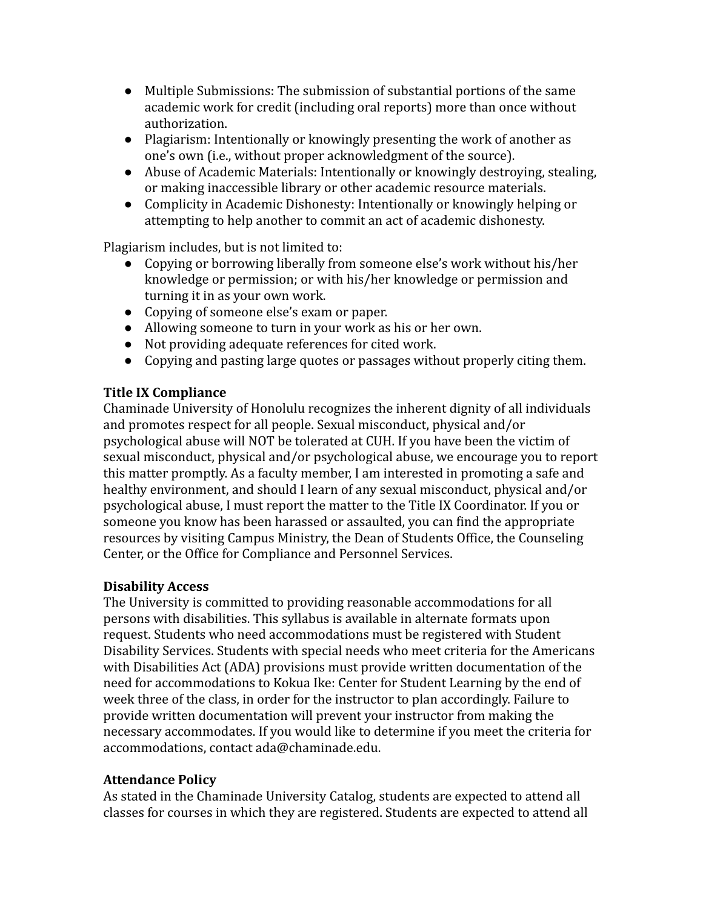- Multiple Submissions: The submission of substantial portions of the same academic work for credit (including oral reports) more than once without authorization.
- Plagiarism: Intentionally or knowingly presenting the work of another as one's own (i.e., without proper acknowledgment of the source).
- Abuse of Academic Materials: Intentionally or knowingly destroying, stealing, or making inaccessible library or other academic resource materials.
- Complicity in Academic Dishonesty: Intentionally or knowingly helping or attempting to help another to commit an act of academic dishonesty.

Plagiarism includes, but is not limited to:

- Copying or borrowing liberally from someone else's work without his/her knowledge or permission; or with his/her knowledge or permission and turning it in as your own work.
- Copying of someone else's exam or paper.
- Allowing someone to turn in your work as his or her own.
- Not providing adequate references for cited work.
- Copying and pasting large quotes or passages without properly citing them.

**Title IX Compliance**

Chaminade University of Honolulu recognizes the inherent dignity of all individuals and promotes respect for all people. Sexual misconduct, physical and/or psychological abuse will NOT be tolerated at CUH. If you have been the victim of sexual misconduct, physical and/or psychological abuse, we encourage you to report this matter promptly. As a faculty member, I am interested in promoting a safe and healthy environment, and should I learn of any sexual misconduct, physical and/or psychological abuse, I must report the matter to the Title IX Coordinator. If you or someone you know has been harassed or assaulted, you can find the appropriate resources by visiting Campus Ministry, the Dean of Students Office, the Counseling Center, or the Office for Compliance and Personnel Services.

**Disability Access**

The University is committed to providing reasonable accommodations for all persons with disabilities. This syllabus is available in alternate formats upon request. Students who need accommodations must be registered with Student Disability Services. Students with special needs who meet criteria for the Americans with Disabilities Act (ADA) provisions must provide written documentation of the need for accommodations to Kokua Ike: Center for Student Learning by the end of week three of the class, in order for the instructor to plan accordingly. Failure to provide written documentation will prevent your instructor from making the necessary accommodates. If you would like to determine if you meet the criteria for accommodations, contact ada@chaminade.edu.

**Attendance Policy**

As stated in the Chaminade University Catalog, students are expected to attend all classes for courses in which they are registered. Students are expected to attend all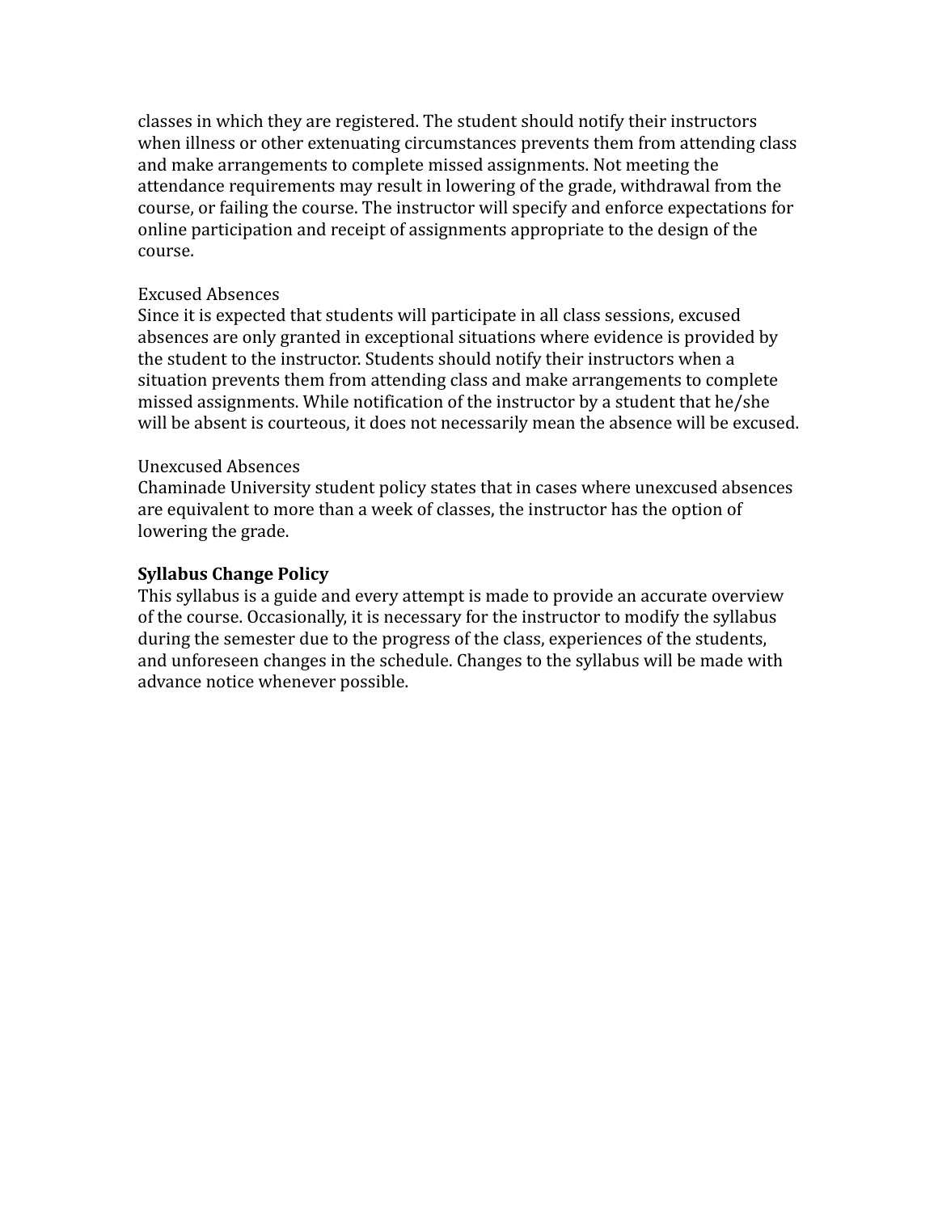classes in which they are registered. The student should notify their instructors when illness or other extenuating circumstances prevents them from attending class and make arrangements to complete missed assignments. Not meeting the attendance requirements may result in lowering of the grade, withdrawal from the course, or failing the course. The instructor will specify and enforce expectations for online participation and receipt of assignments appropriate to the design of the course.

Excused Absences
Since it is expected that students will participate in all class sessions, excused absences are only granted in exceptional situations where evidence is provided by the student to the instructor. Students should notify their instructors when a situation prevents them from attending class and make arrangements to complete missed assignments. While notification of the instructor by a student that he/she will be absent is courteous, it does not necessarily mean the absence will be excused.

Unexcused Absences
Chaminade University student policy states that in cases where unexcused absences are equivalent to more than a week of classes, the instructor has the option of lowering the grade.

**Syllabus Change Policy**
This syllabus is a guide and every attempt is made to provide an accurate overview of the course. Occasionally, it is necessary for the instructor to modify the syllabus during the semester due to the progress of the class, experiences of the students, and unforeseen changes in the schedule. Changes to the syllabus will be made with advance notice whenever possible.